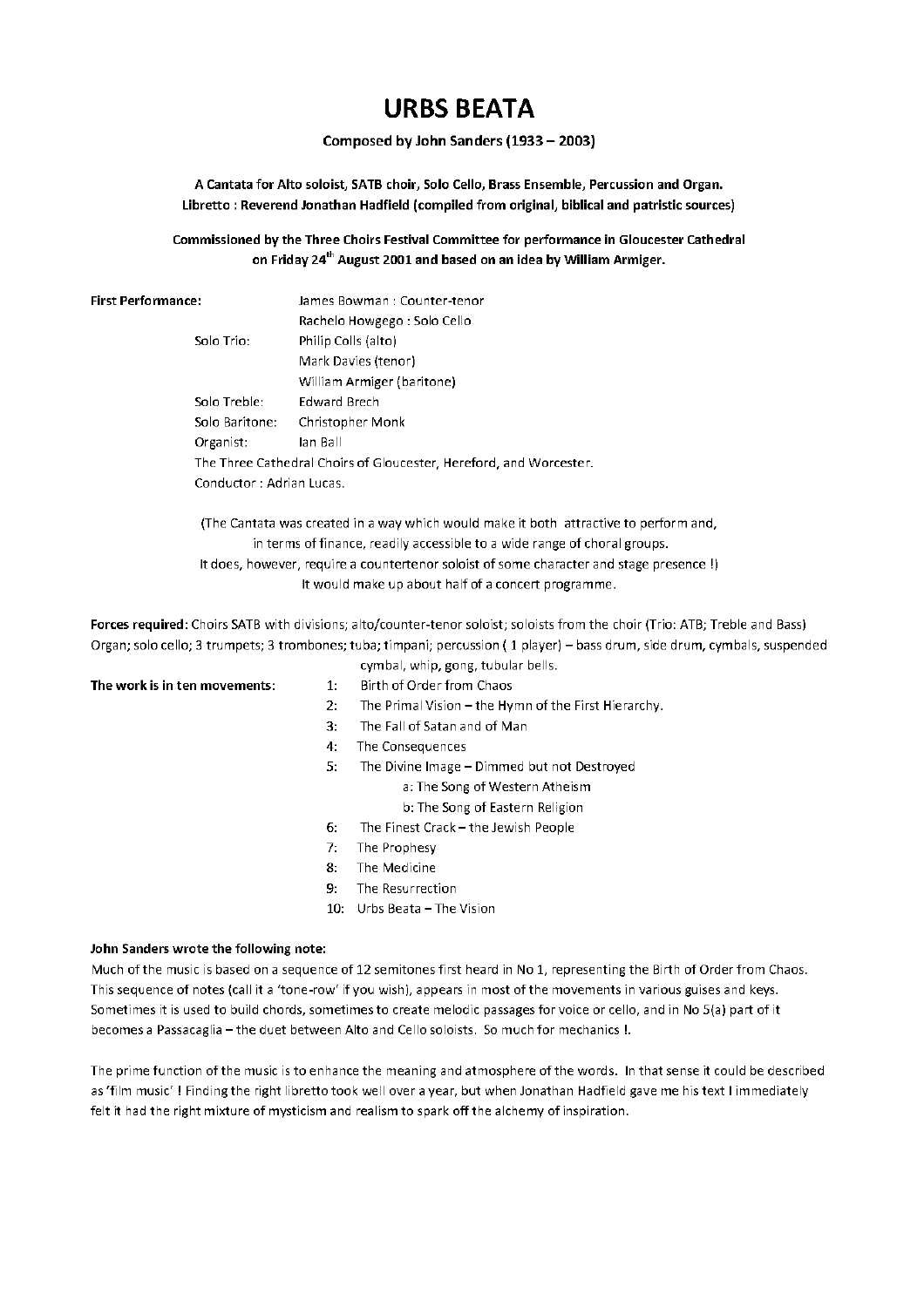# URBS BEATA

**Composed by John Sanders (1933 – 2003)**

**A Cantata for Alto soloist, SATB choir, Solo Cello, Brass Ensemble, Percussion and Organ.**
**Libretto : Reverend Jonathan Hadfield (compiled from original, biblical and patristic sources)**

**Commissioned by the Three Choirs Festival Committee for performance in Gloucester Cathedral on Friday 24th August 2001 and based on an idea by William Armiger.**

**First Performance:**

James Bowman : Counter-tenor
Rachelo Howgego : Solo Cello

Solo Trio: Philip Colls (alto)
Mark Davies (tenor)
William Armiger (baritone)

Solo Treble: Edward Brech
Solo Baritone: Christopher Monk
Organist: Ian Ball

The Three Cathedral Choirs of Gloucester, Hereford, and Worcester.
Conductor : Adrian Lucas.

(The Cantata was created in a way which would make it both attractive to perform and, in terms of finance, readily accessible to a wide range of choral groups. It does, however, require a countertenor soloist of some character and stage presence !) It would make up about half of a concert programme.

**Forces required**: Choirs SATB with divisions; alto/counter-tenor soloist; soloists from the choir (Trio: ATB; Treble and Bass) Organ; solo cello; 3 trumpets; 3 trombones; tuba; timpani; percussion ( 1 player) – bass drum, side drum, cymbals, suspended cymbal, whip, gong, tubular bells.

**The work is in ten movements:**

1: Birth of Order from Chaos
2: The Primal Vision – the Hymn of the First Hierarchy.
3: The Fall of Satan and of Man
4: The Consequences
5: The Divine Image – Dimmed but not Destroyed
   a: The Song of Western Atheism
   b: The Song of Eastern Religion
6: The Finest Crack – the Jewish People
7: The Prophesy
8: The Medicine
9: The Resurrection
10: Urbs Beata – The Vision

**John Sanders wrote the following note:**

Much of the music is based on a sequence of 12 semitones first heard in No 1, representing the Birth of Order from Chaos. This sequence of notes (call it a 'tone-row' if you wish), appears in most of the movements in various guises and keys. Sometimes it is used to build chords, sometimes to create melodic passages for voice or cello, and in No 5(a) part of it becomes a Passacaglia – the duet between Alto and Cello soloists. So much for mechanics !.

The prime function of the music is to enhance the meaning and atmosphere of the words. In that sense it could be described as 'film music' ! Finding the right libretto took well over a year, but when Jonathan Hadfield gave me his text I immediately felt it had the right mixture of mysticism and realism to spark off the alchemy of inspiration.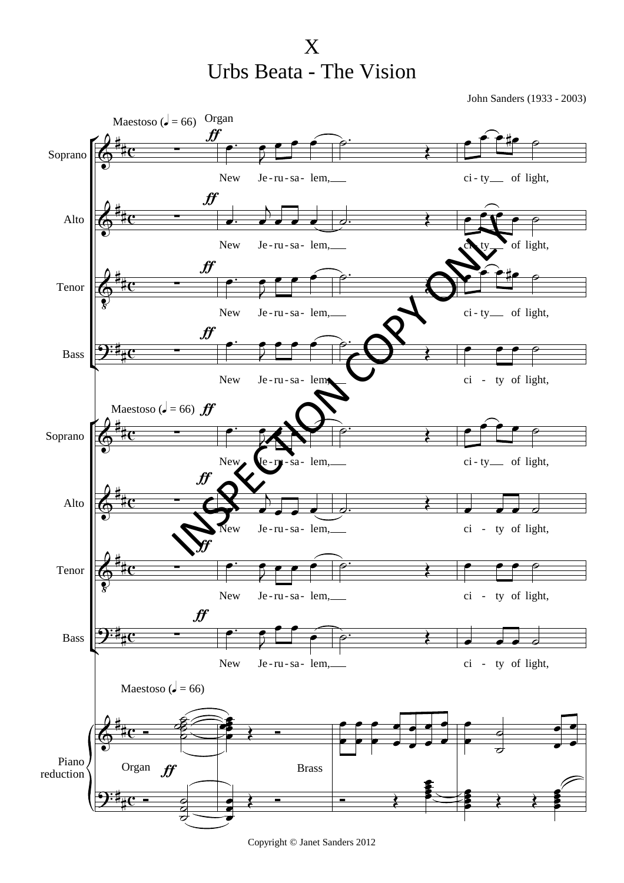# X
# Urbs Beata - The Vision

John Sanders (1933 - 2003)

Maestoso (♩ = 66) Organ

Soprano: New Je-ru-sa- lem, ci-ty of light,

Alto: New Je-ru-sa- lem, ci-ty of light,

Tenor: New Je-ru-sa- lem, ci-ty of light,

Bass: New Je-ru-sa- lem, ci - ty of light,

Maestoso (♩ = 66)

Soprano: New Je-ru-sa- lem, ci-ty of light,

Alto: New Je-ru-sa- lem, ci - ty of light,

Tenor: New Je-ru-sa- lem, ci - ty of light,

Bass: New Je-ru-sa- lem, ci - ty of light,

Maestoso (♩ = 66)

Piano reduction: Organ *ff* Brass

INSPECTION COPY ONLY

Copyright © Janet Sanders 2012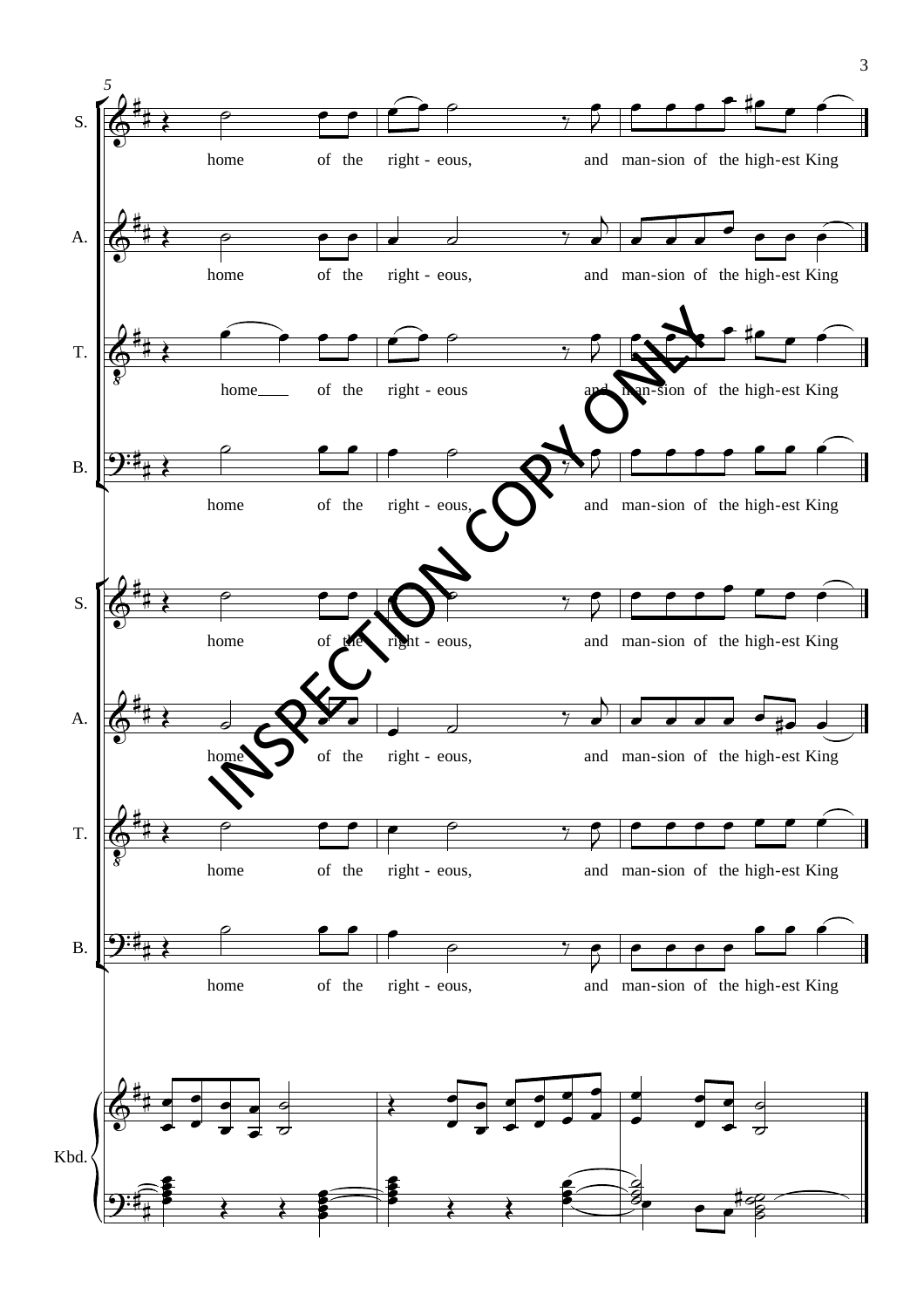home of the right - eous, and man-sion of the high-est King

home of the right - eous, and man-sion of the high-est King

home of the right - eous and man-sion of the high-est King

home of the right - eous, and man-sion of the high-est King

home of the right - eous, and man-sion of the high-est King

home of the right - eous, and man-sion of the high-est King

home of the right - eous, and man-sion of the high-est King

home of the right - eous, and man-sion of the high-est King

INSPECTION COPY ONLY